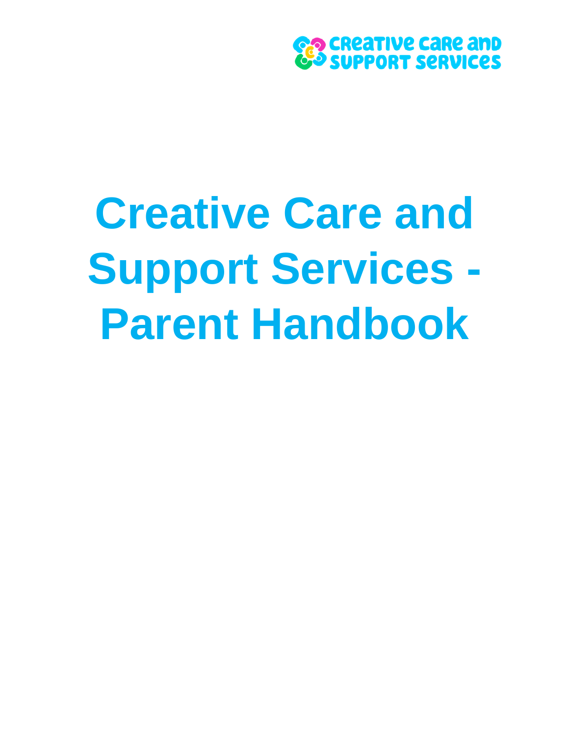# Creative Care and Support Services - Parent Handbook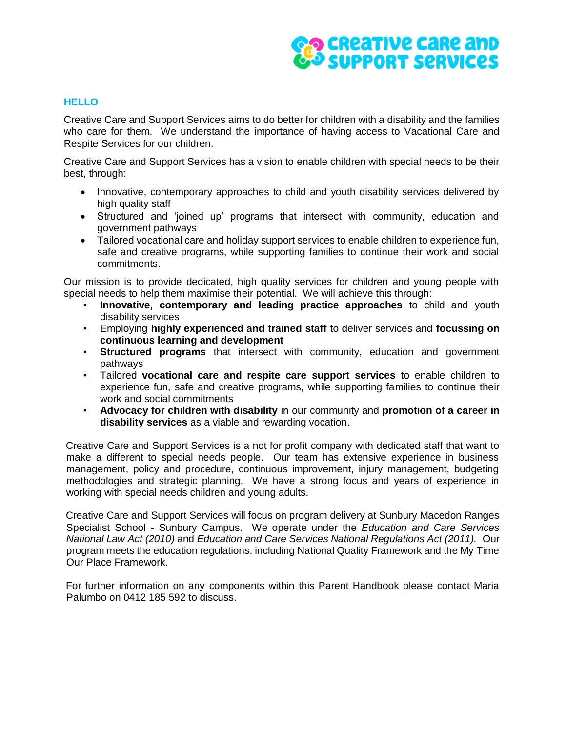## HELLO

Creative Care and Support Services aims to do better for children with a disability and the families who care for them. We understand the importance of having access to Vacational Care and Respite Services for our children.

Creative Care and Support Services has a vision to enable children with special needs to be their best, through:

- Innovative, contemporary approaches to child and youth disability services delivered by high quality staff
- Structured and 'joined up' programs that intersect with community, education and government pathways
- Tailored vocational care and holiday support services to enable children to experience fun, safe and creative programs, while supporting families to continue their work and social commitments.

Our mission is to provide dedicated, high quality services for children and young people with special needs to help them maximise their potential. We will achieve this through:

- **Innovative, contemporary and leading practice approaches** to child and youth disability services
- Employing **highly experienced and trained staff** to deliver services and **focussing on continuous learning and development**
- **Structured programs** that intersect with community, education and government pathways
- Tailored **vocational care and respite care support services** to enable children to experience fun, safe and creative programs, while supporting families to continue their work and social commitments
- **Advocacy for children with disability** in our community and **promotion of a career in disability services** as a viable and rewarding vocation.

Creative Care and Support Services is a not for profit company with dedicated staff that want to make a different to special needs people. Our team has extensive experience in business management, policy and procedure, continuous improvement, injury management, budgeting methodologies and strategic planning. We have a strong focus and years of experience in working with special needs children and young adults.

Creative Care and Support Services will focus on program delivery at Sunbury Macedon Ranges Specialist School - Sunbury Campus. We operate under the *Education and Care Services National Law Act (2010)* and *Education and Care Services National Regulations Act (2011).* Our program meets the education regulations, including National Quality Framework and the My Time Our Place Framework.

For further information on any components within this Parent Handbook please contact Maria Palumbo on 0412 185 592 to discuss.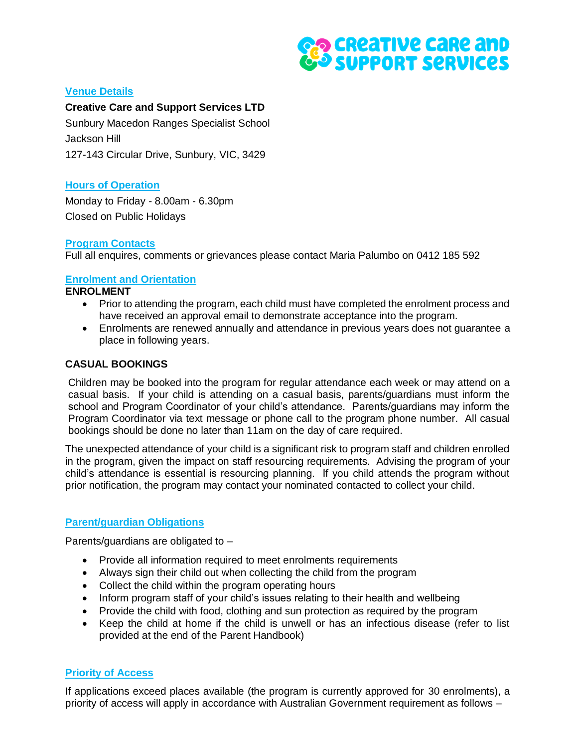## Venue Details

**Creative Care and Support Services LTD**
Sunbury Macedon Ranges Specialist School
Jackson Hill
127-143 Circular Drive, Sunbury, VIC, 3429

## Hours of Operation

Monday to Friday - 8.00am - 6.30pm
Closed on Public Holidays

## Program Contacts

Full all enquires, comments or grievances please contact Maria Palumbo on 0412 185 592

## Enrolment and Orientation

**ENROLMENT**

- Prior to attending the program, each child must have completed the enrolment process and have received an approval email to demonstrate acceptance into the program.
- Enrolments are renewed annually and attendance in previous years does not guarantee a place in following years.

**CASUAL BOOKINGS**

Children may be booked into the program for regular attendance each week or may attend on a casual basis. If your child is attending on a casual basis, parents/guardians must inform the school and Program Coordinator of your child's attendance. Parents/guardians may inform the Program Coordinator via text message or phone call to the program phone number. All casual bookings should be done no later than 11am on the day of care required.

The unexpected attendance of your child is a significant risk to program staff and children enrolled in the program, given the impact on staff resourcing requirements. Advising the program of your child's attendance is essential is resourcing planning. If you child attends the program without prior notification, the program may contact your nominated contacted to collect your child.

## Parent/guardian Obligations

Parents/guardians are obligated to –

- Provide all information required to meet enrolments requirements
- Always sign their child out when collecting the child from the program
- Collect the child within the program operating hours
- Inform program staff of your child's issues relating to their health and wellbeing
- Provide the child with food, clothing and sun protection as required by the program
- Keep the child at home if the child is unwell or has an infectious disease (refer to list provided at the end of the Parent Handbook)

## Priority of Access

If applications exceed places available (the program is currently approved for 30 enrolments), a priority of access will apply in accordance with Australian Government requirement as follows –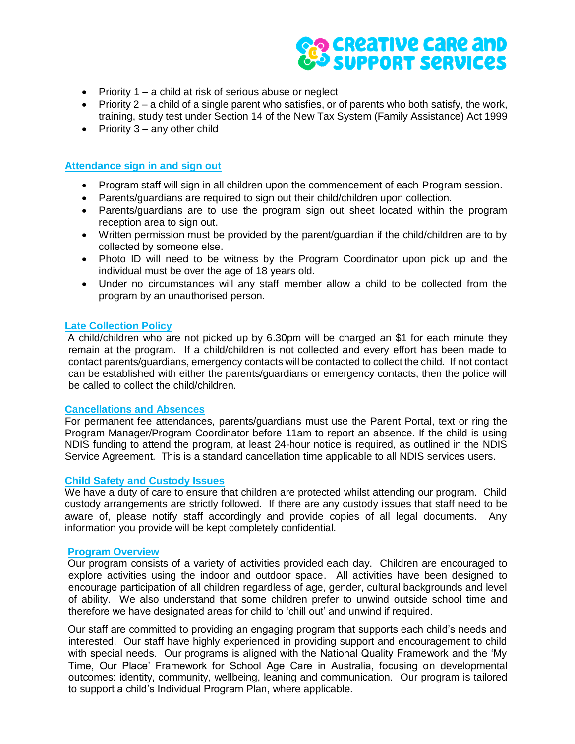- Priority 1 – a child at risk of serious abuse or neglect
- Priority 2 – a child of a single parent who satisfies, or of parents who both satisfy, the work, training, study test under Section 14 of the New Tax System (Family Assistance) Act 1999
- Priority 3 – any other child

## Attendance sign in and sign out

- Program staff will sign in all children upon the commencement of each Program session.
- Parents/guardians are required to sign out their child/children upon collection.
- Parents/guardians are to use the program sign out sheet located within the program reception area to sign out.
- Written permission must be provided by the parent/guardian if the child/children are to by collected by someone else.
- Photo ID will need to be witness by the Program Coordinator upon pick up and the individual must be over the age of 18 years old.
- Under no circumstances will any staff member allow a child to be collected from the program by an unauthorised person.

## Late Collection Policy

A child/children who are not picked up by 6.30pm will be charged an $1 for each minute they remain at the program. If a child/children is not collected and every effort has been made to contact parents/guardians, emergency contacts will be contacted to collect the child. If not contact can be established with either the parents/guardians or emergency contacts, then the police will be called to collect the child/children.

## Cancellations and Absences

For permanent fee attendances, parents/guardians must use the Parent Portal, text or ring the Program Manager/Program Coordinator before 11am to report an absence. If the child is using NDIS funding to attend the program, at least 24-hour notice is required, as outlined in the NDIS Service Agreement. This is a standard cancellation time applicable to all NDIS services users.

## Child Safety and Custody Issues

We have a duty of care to ensure that children are protected whilst attending our program. Child custody arrangements are strictly followed. If there are any custody issues that staff need to be aware of, please notify staff accordingly and provide copies of all legal documents. Any information you provide will be kept completely confidential.

## Program Overview

Our program consists of a variety of activities provided each day. Children are encouraged to explore activities using the indoor and outdoor space. All activities have been designed to encourage participation of all children regardless of age, gender, cultural backgrounds and level of ability. We also understand that some children prefer to unwind outside school time and therefore we have designated areas for child to 'chill out' and unwind if required.

Our staff are committed to providing an engaging program that supports each child's needs and interested. Our staff have highly experienced in providing support and encouragement to child with special needs. Our programs is aligned with the National Quality Framework and the 'My Time, Our Place' Framework for School Age Care in Australia, focusing on developmental outcomes: identity, community, wellbeing, leaning and communication. Our program is tailored to support a child's Individual Program Plan, where applicable.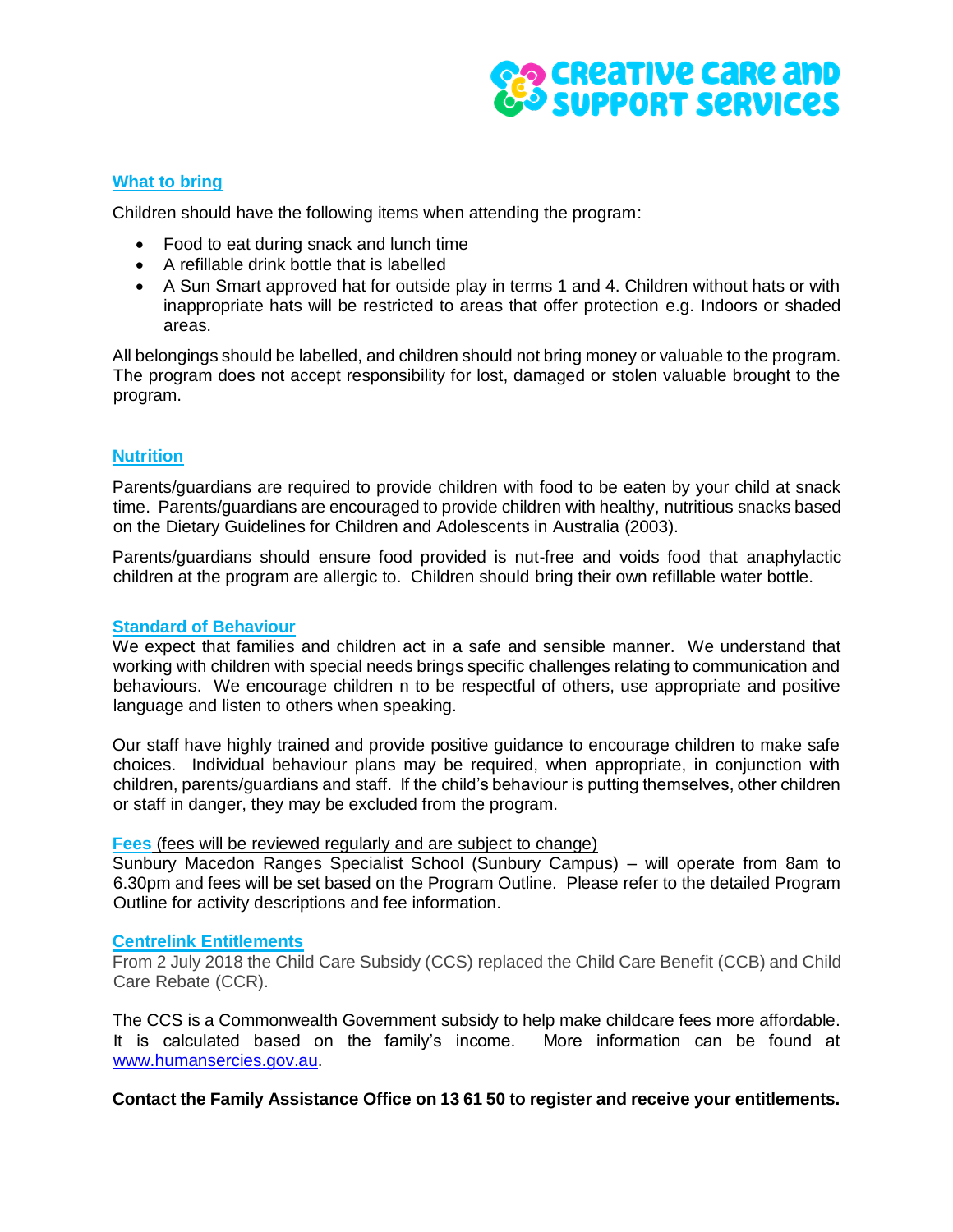## What to bring

Children should have the following items when attending the program:

- Food to eat during snack and lunch time
- A refillable drink bottle that is labelled
- A Sun Smart approved hat for outside play in terms 1 and 4. Children without hats or with inappropriate hats will be restricted to areas that offer protection e.g. Indoors or shaded areas.

All belongings should be labelled, and children should not bring money or valuable to the program. The program does not accept responsibility for lost, damaged or stolen valuable brought to the program.

## Nutrition

Parents/guardians are required to provide children with food to be eaten by your child at snack time. Parents/guardians are encouraged to provide children with healthy, nutritious snacks based on the Dietary Guidelines for Children and Adolescents in Australia (2003).

Parents/guardians should ensure food provided is nut-free and voids food that anaphylactic children at the program are allergic to. Children should bring their own refillable water bottle.

## Standard of Behaviour

We expect that families and children act in a safe and sensible manner. We understand that working with children with special needs brings specific challenges relating to communication and behaviours. We encourage children n to be respectful of others, use appropriate and positive language and listen to others when speaking.

Our staff have highly trained and provide positive guidance to encourage children to make safe choices. Individual behaviour plans may be required, when appropriate, in conjunction with children, parents/guardians and staff. If the child's behaviour is putting themselves, other children or staff in danger, they may be excluded from the program.

## Fees (fees will be reviewed regularly and are subject to change)

Sunbury Macedon Ranges Specialist School (Sunbury Campus) – will operate from 8am to 6.30pm and fees will be set based on the Program Outline. Please refer to the detailed Program Outline for activity descriptions and fee information.

## Centrelink Entitlements

From 2 July 2018 the Child Care Subsidy (CCS) replaced the Child Care Benefit (CCB) and Child Care Rebate (CCR).

The CCS is a Commonwealth Government subsidy to help make childcare fees more affordable. It is calculated based on the family's income. More information can be found at www.humansercies.gov.au.

**Contact the Family Assistance Office on 13 61 50 to register and receive your entitlements.**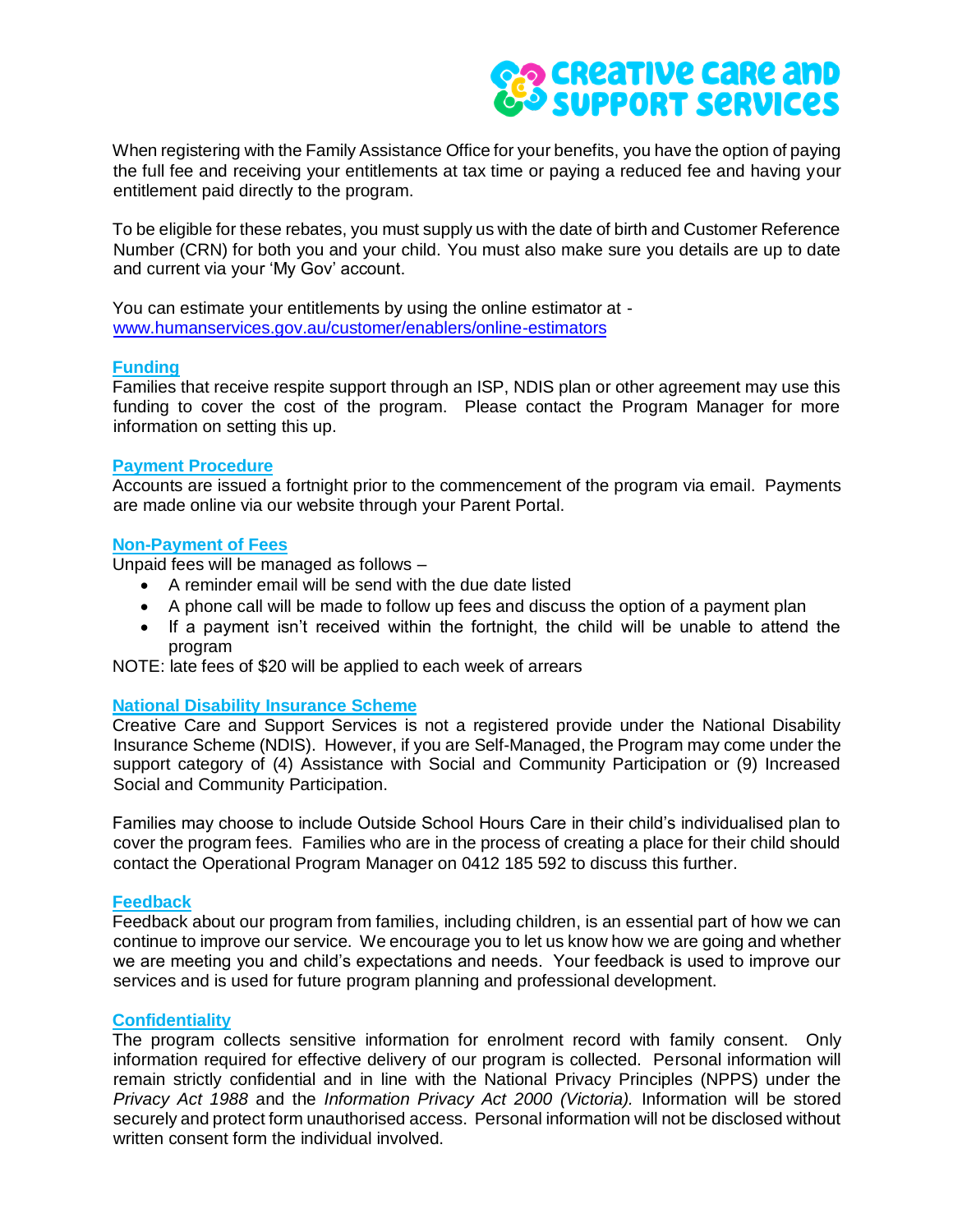When registering with the Family Assistance Office for your benefits, you have the option of paying the full fee and receiving your entitlements at tax time or paying a reduced fee and having your entitlement paid directly to the program.

To be eligible for these rebates, you must supply us with the date of birth and Customer Reference Number (CRN) for both you and your child. You must also make sure you details are up to date and current via your 'My Gov' account.

You can estimate your entitlements by using the online estimator at - [www.humanservices.gov.au/customer/enablers/online-estimators](www.humanservices.gov.au/customer/enablers/online-estimators)

## Funding

Families that receive respite support through an ISP, NDIS plan or other agreement may use this funding to cover the cost of the program. Please contact the Program Manager for more information on setting this up.

## Payment Procedure

Accounts are issued a fortnight prior to the commencement of the program via email. Payments are made online via our website through your Parent Portal.

## Non-Payment of Fees

Unpaid fees will be managed as follows –

- A reminder email will be send with the due date listed
- A phone call will be made to follow up fees and discuss the option of a payment plan
- If a payment isn't received within the fortnight, the child will be unable to attend the program

NOTE: late fees of $20 will be applied to each week of arrears

## National Disability Insurance Scheme

Creative Care and Support Services is not a registered provide under the National Disability Insurance Scheme (NDIS). However, if you are Self-Managed, the Program may come under the support category of (4) Assistance with Social and Community Participation or (9) Increased Social and Community Participation.

Families may choose to include Outside School Hours Care in their child's individualised plan to cover the program fees. Families who are in the process of creating a place for their child should contact the Operational Program Manager on 0412 185 592 to discuss this further.

## Feedback

Feedback about our program from families, including children, is an essential part of how we can continue to improve our service. We encourage you to let us know how we are going and whether we are meeting you and child's expectations and needs. Your feedback is used to improve our services and is used for future program planning and professional development.

## Confidentiality

The program collects sensitive information for enrolment record with family consent. Only information required for effective delivery of our program is collected. Personal information will remain strictly confidential and in line with the National Privacy Principles (NPPS) under the *Privacy Act 1988* and the *Information Privacy Act 2000 (Victoria).* Information will be stored securely and protect form unauthorised access. Personal information will not be disclosed without written consent form the individual involved.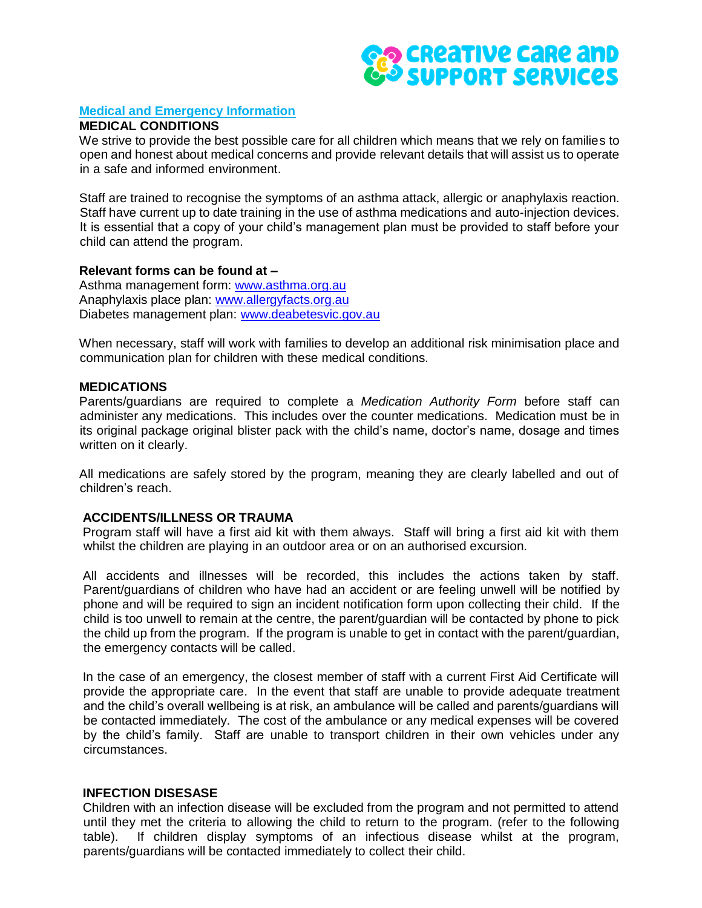## Medical and Emergency Information

### MEDICAL CONDITIONS

We strive to provide the best possible care for all children which means that we rely on families to open and honest about medical concerns and provide relevant details that will assist us to operate in a safe and informed environment.

Staff are trained to recognise the symptoms of an asthma attack, allergic or anaphylaxis reaction. Staff have current up to date training in the use of asthma medications and auto-injection devices. It is essential that a copy of your child's management plan must be provided to staff before your child can attend the program.

**Relevant forms can be found at –**

Asthma management form: www.asthma.org.au
Anaphylaxis place plan: www.allergyfacts.org.au
Diabetes management plan: www.deabetesvic.gov.au

When necessary, staff will work with families to develop an additional risk minimisation place and communication plan for children with these medical conditions.

### MEDICATIONS

Parents/guardians are required to complete a *Medication Authority Form* before staff can administer any medications. This includes over the counter medications. Medication must be in its original package original blister pack with the child's name, doctor's name, dosage and times written on it clearly.

All medications are safely stored by the program, meaning they are clearly labelled and out of children's reach.

### ACCIDENTS/ILLNESS OR TRAUMA

Program staff will have a first aid kit with them always. Staff will bring a first aid kit with them whilst the children are playing in an outdoor area or on an authorised excursion.

All accidents and illnesses will be recorded, this includes the actions taken by staff. Parent/guardians of children who have had an accident or are feeling unwell will be notified by phone and will be required to sign an incident notification form upon collecting their child. If the child is too unwell to remain at the centre, the parent/guardian will be contacted by phone to pick the child up from the program. If the program is unable to get in contact with the parent/guardian, the emergency contacts will be called.

In the case of an emergency, the closest member of staff with a current First Aid Certificate will provide the appropriate care. In the event that staff are unable to provide adequate treatment and the child's overall wellbeing is at risk, an ambulance will be called and parents/guardians will be contacted immediately. The cost of the ambulance or any medical expenses will be covered by the child's family. Staff are unable to transport children in their own vehicles under any circumstances.

### INFECTION DISESASE

Children with an infection disease will be excluded from the program and not permitted to attend until they met the criteria to allowing the child to return to the program. (refer to the following table). If children display symptoms of an infectious disease whilst at the program, parents/guardians will be contacted immediately to collect their child.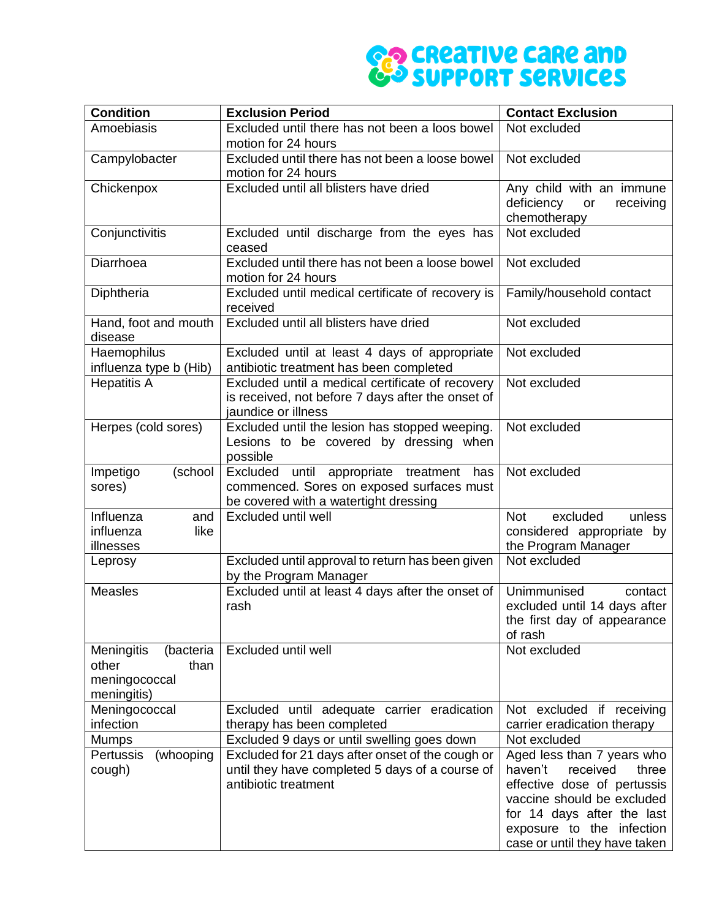| Condition | Exclusion Period | Contact Exclusion |
|---|---|---|
| Amoebiasis | Excluded until there has not been a loos bowel motion for 24 hours | Not excluded |
| Campylobacter | Excluded until there has not been a loose bowel motion for 24 hours | Not excluded |
| Chickenpox | Excluded until all blisters have dried | Any child with an immune deficiency or receiving chemotherapy |
| Conjunctivitis | Excluded until discharge from the eyes has ceased | Not excluded |
| Diarrhoea | Excluded until there has not been a loose bowel motion for 24 hours | Not excluded |
| Diphtheria | Excluded until medical certificate of recovery is received | Family/household contact |
| Hand, foot and mouth disease | Excluded until all blisters have dried | Not excluded |
| Haemophilus influenza type b (Hib) | Excluded until at least 4 days of appropriate antibiotic treatment has been completed | Not excluded |
| Hepatitis A | Excluded until a medical certificate of recovery is received, not before 7 days after the onset of jaundice or illness | Not excluded |
| Herpes (cold sores) | Excluded until the lesion has stopped weeping. Lesions to be covered by dressing when possible | Not excluded |
| Impetigo (school sores) | Excluded until appropriate treatment has commenced. Sores on exposed surfaces must be covered with a watertight dressing | Not excluded |
| Influenza and influenza like illnesses | Excluded until well | Not excluded unless considered appropriate by the Program Manager |
| Leprosy | Excluded until approval to return has been given by the Program Manager | Not excluded |
| Measles | Excluded until at least 4 days after the onset of rash | Unimmunised contact excluded until 14 days after the first day of appearance of rash |
| Meningitis (bacteria other than meningococcal meningitis) | Excluded until well | Not excluded |
| Meningococcal infection | Excluded until adequate carrier eradication therapy has been completed | Not excluded if receiving carrier eradication therapy |
| Mumps | Excluded 9 days or until swelling goes down | Not excluded |
| Pertussis (whooping cough) | Excluded for 21 days after onset of the cough or until they have completed 5 days of a course of antibiotic treatment | Aged less than 7 years who haven't received three effective dose of pertussis vaccine should be excluded for 14 days after the last exposure to the infection case or until they have taken |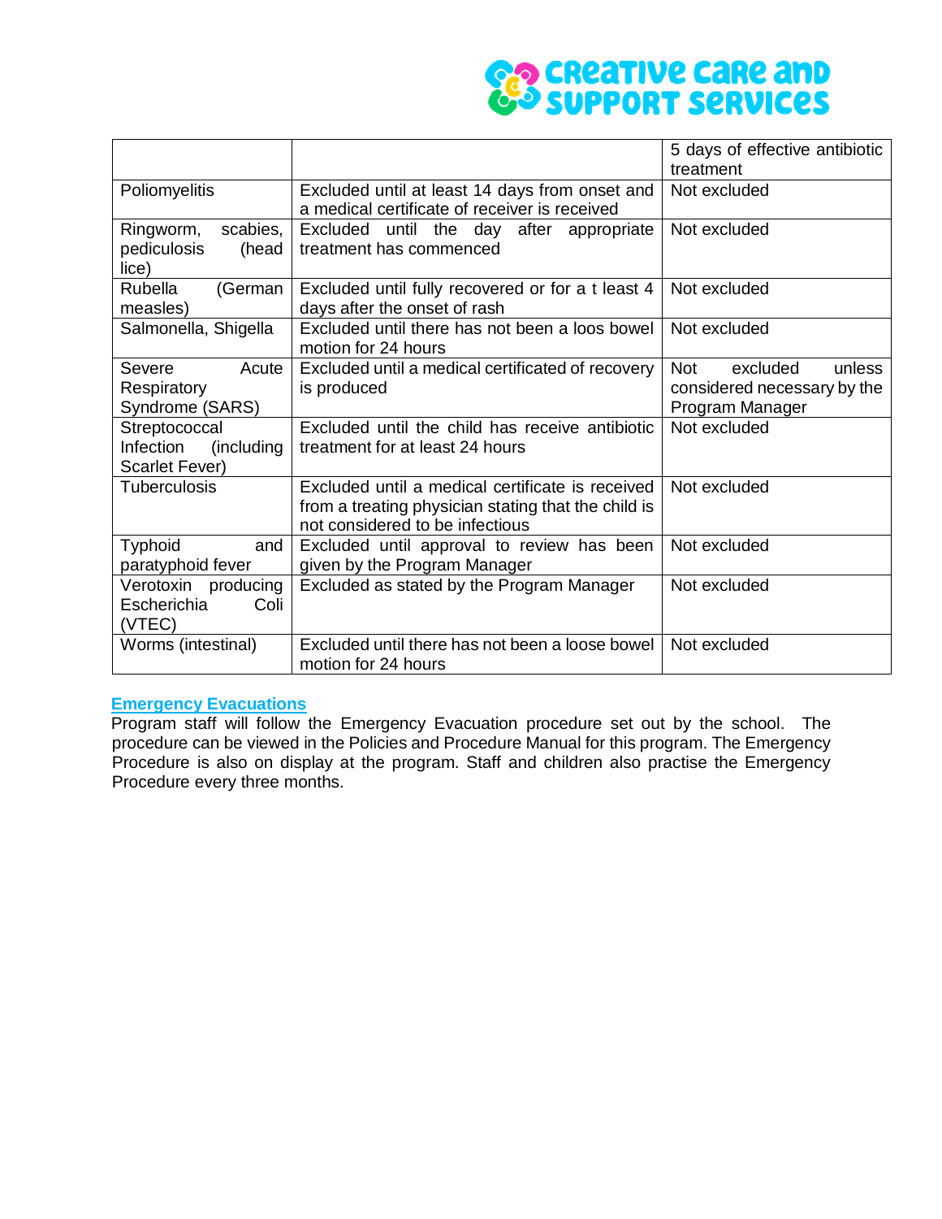| | | |
|---|---|---|
| | | 5 days of effective antibiotic treatment |
| Poliomyelitis | Excluded until at least 14 days from onset and a medical certificate of receiver is received | Not excluded |
| Ringworm, scabies, pediculosis (head lice) | Excluded until the day after appropriate treatment has commenced | Not excluded |
| Rubella (German measles) | Excluded until fully recovered or for a t least 4 days after the onset of rash | Not excluded |
| Salmonella, Shigella | Excluded until there has not been a loos bowel motion for 24 hours | Not excluded |
| Severe Acute Respiratory Syndrome (SARS) | Excluded until a medical certificated of recovery is produced | Not excluded unless considered necessary by the Program Manager |
| Streptococcal Infection (including Scarlet Fever) | Excluded until the child has receive antibiotic treatment for at least 24 hours | Not excluded |
| Tuberculosis | Excluded until a medical certificate is received from a treating physician stating that the child is not considered to be infectious | Not excluded |
| Typhoid and paratyphoid fever | Excluded until approval to review has been given by the Program Manager | Not excluded |
| Verotoxin producing Escherichia Coli (VTEC) | Excluded as stated by the Program Manager | Not excluded |
| Worms (intestinal) | Excluded until there has not been a loose bowel motion for 24 hours | Not excluded |

## Emergency Evacuations

Program staff will follow the Emergency Evacuation procedure set out by the school. The procedure can be viewed in the Policies and Procedure Manual for this program. The Emergency Procedure is also on display at the program. Staff and children also practise the Emergency Procedure every three months.